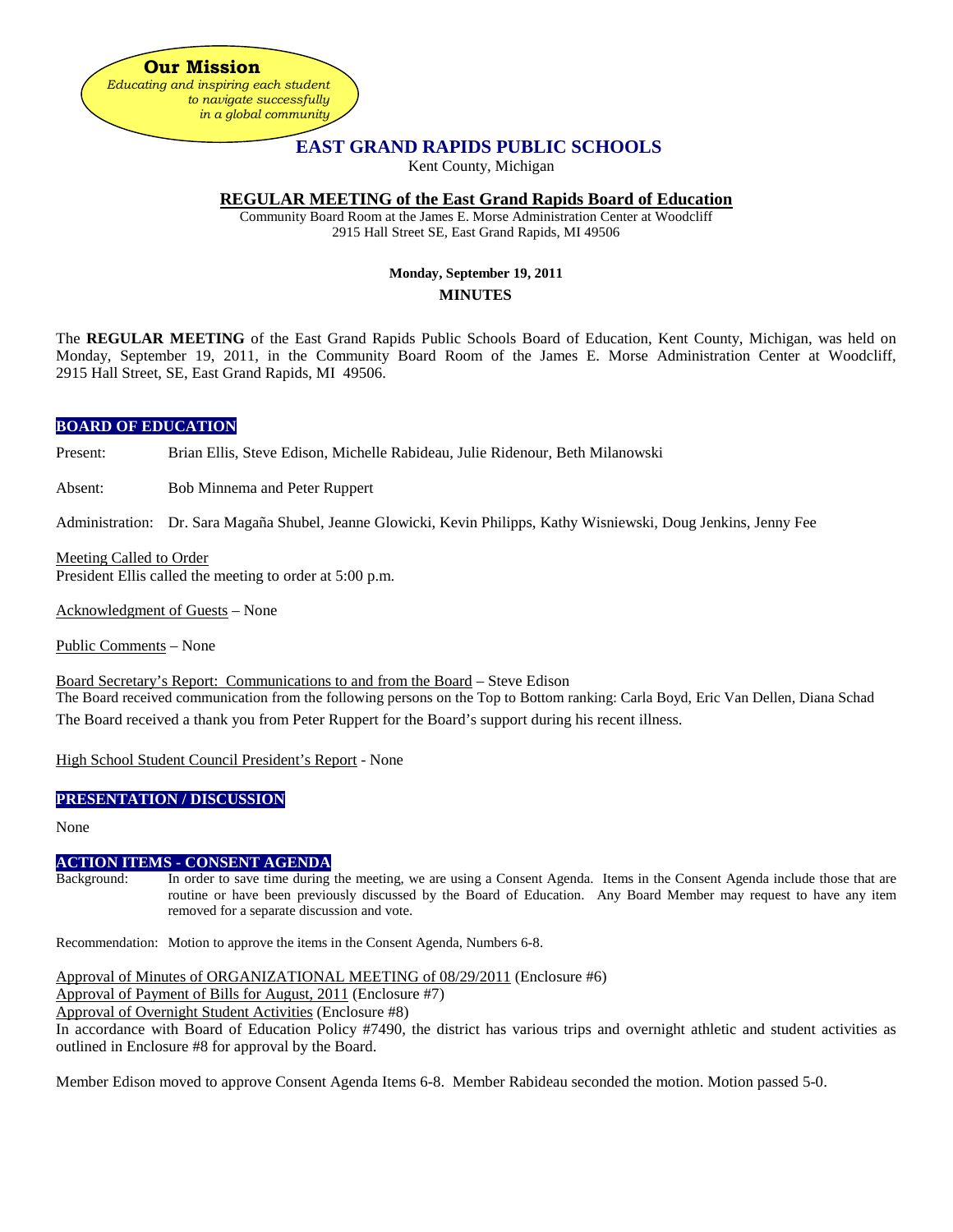**Our Mission**
*Educating and inspiring each student to navigate successfully in a global community*

# EAST GRAND RAPIDS PUBLIC SCHOOLS

Kent County, Michigan

## REGULAR MEETING of the East Grand Rapids Board of Education

Community Board Room at the James E. Morse Administration Center at Woodcliff
2915 Hall Street SE, East Grand Rapids, MI 49506

**Monday, September 19, 2011**

**MINUTES**

The **REGULAR MEETING** of the East Grand Rapids Public Schools Board of Education, Kent County, Michigan, was held on Monday, September 19, 2011, in the Community Board Room of the James E. Morse Administration Center at Woodcliff, 2915 Hall Street, SE, East Grand Rapids, MI 49506.

### BOARD OF EDUCATION

Present: Brian Ellis, Steve Edison, Michelle Rabideau, Julie Ridenour, Beth Milanowski

Absent: Bob Minnema and Peter Ruppert

Administration: Dr. Sara Magaña Shubel, Jeanne Glowicki, Kevin Philipps, Kathy Wisniewski, Doug Jenkins, Jenny Fee

Meeting Called to Order
President Ellis called the meeting to order at 5:00 p.m.

Acknowledgment of Guests – None

Public Comments – None

Board Secretary's Report: Communications to and from the Board – Steve Edison
The Board received communication from the following persons on the Top to Bottom ranking: Carla Boyd, Eric Van Dellen, Diana Schad
The Board received a thank you from Peter Ruppert for the Board's support during his recent illness.

High School Student Council President's Report - None

### PRESENTATION / DISCUSSION

None

### ACTION ITEMS - CONSENT AGENDA

Background: In order to save time during the meeting, we are using a Consent Agenda. Items in the Consent Agenda include those that are routine or have been previously discussed by the Board of Education. Any Board Member may request to have any item removed for a separate discussion and vote.

Recommendation: Motion to approve the items in the Consent Agenda, Numbers 6-8.

Approval of Minutes of ORGANIZATIONAL MEETING of 08/29/2011 (Enclosure #6)
Approval of Payment of Bills for August, 2011 (Enclosure #7)
Approval of Overnight Student Activities (Enclosure #8)
In accordance with Board of Education Policy #7490, the district has various trips and overnight athletic and student activities as outlined in Enclosure #8 for approval by the Board.

Member Edison moved to approve Consent Agenda Items 6-8. Member Rabideau seconded the motion. Motion passed 5-0.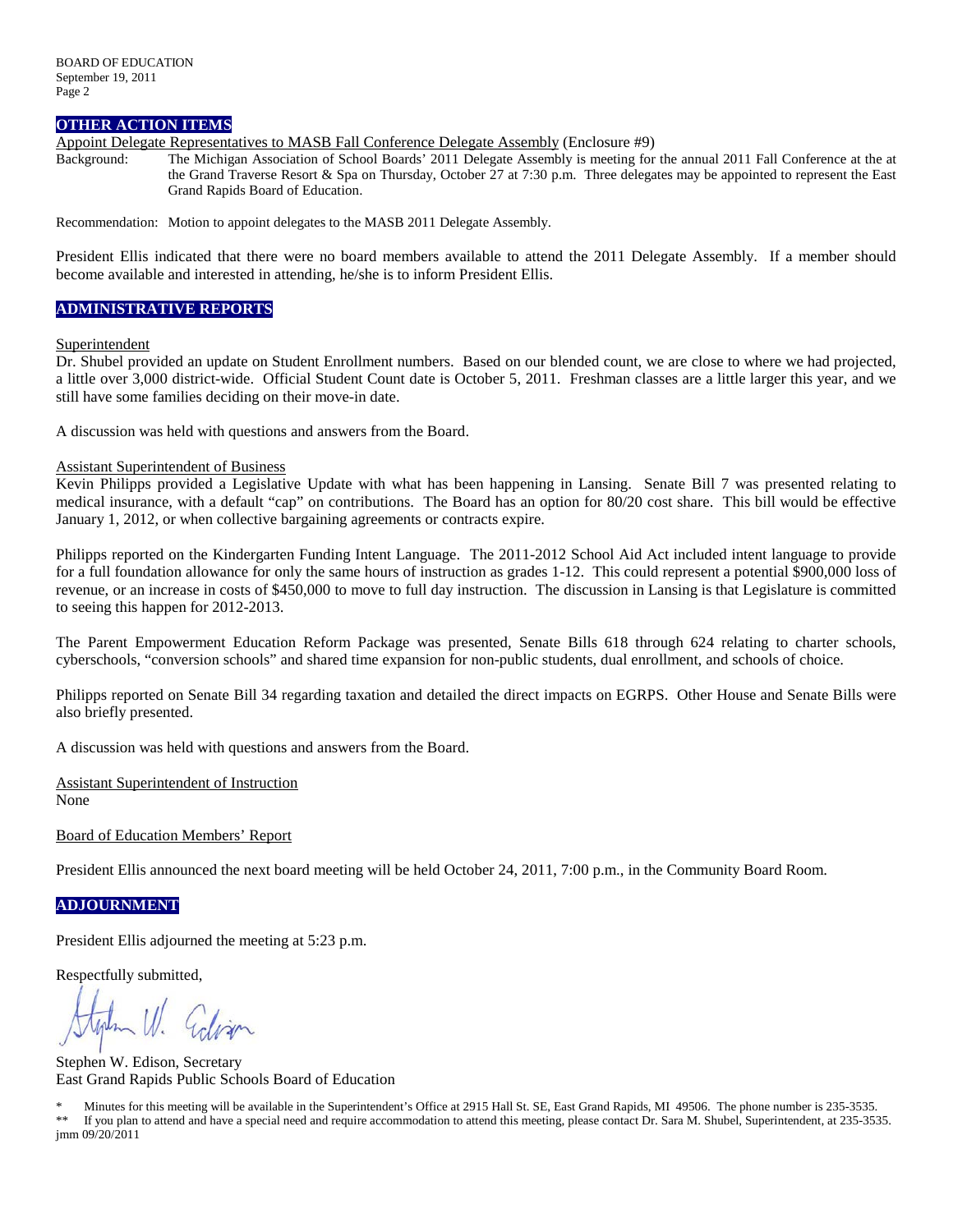## OTHER ACTION ITEMS

Appoint Delegate Representatives to MASB Fall Conference Delegate Assembly (Enclosure #9)

Background: The Michigan Association of School Boards' 2011 Delegate Assembly is meeting for the annual 2011 Fall Conference at the at the Grand Traverse Resort & Spa on Thursday, October 27 at 7:30 p.m. Three delegates may be appointed to represent the East Grand Rapids Board of Education.

Recommendation: Motion to appoint delegates to the MASB 2011 Delegate Assembly.

President Ellis indicated that there were no board members available to attend the 2011 Delegate Assembly. If a member should become available and interested in attending, he/she is to inform President Ellis.

## ADMINISTRATIVE REPORTS

Superintendent

Dr. Shubel provided an update on Student Enrollment numbers. Based on our blended count, we are close to where we had projected, a little over 3,000 district-wide. Official Student Count date is October 5, 2011. Freshman classes are a little larger this year, and we still have some families deciding on their move-in date.

A discussion was held with questions and answers from the Board.

Assistant Superintendent of Business

Kevin Philipps provided a Legislative Update with what has been happening in Lansing. Senate Bill 7 was presented relating to medical insurance, with a default "cap" on contributions. The Board has an option for 80/20 cost share. This bill would be effective January 1, 2012, or when collective bargaining agreements or contracts expire.

Philipps reported on the Kindergarten Funding Intent Language. The 2011-2012 School Aid Act included intent language to provide for a full foundation allowance for only the same hours of instruction as grades 1-12. This could represent a potential $900,000 loss of revenue, or an increase in costs of $450,000 to move to full day instruction. The discussion in Lansing is that Legislature is committed to seeing this happen for 2012-2013.

The Parent Empowerment Education Reform Package was presented, Senate Bills 618 through 624 relating to charter schools, cyberschools, "conversion schools" and shared time expansion for non-public students, dual enrollment, and schools of choice.

Philipps reported on Senate Bill 34 regarding taxation and detailed the direct impacts on EGRPS. Other House and Senate Bills were also briefly presented.

A discussion was held with questions and answers from the Board.

Assistant Superintendent of Instruction

None

Board of Education Members' Report

President Ellis announced the next board meeting will be held October 24, 2011, 7:00 p.m., in the Community Board Room.

## ADJOURNMENT

President Ellis adjourned the meeting at 5:23 p.m.

Respectfully submitted,

Stephen W. Edison, Secretary
East Grand Rapids Public Schools Board of Education

\* Minutes for this meeting will be available in the Superintendent's Office at 2915 Hall St. SE, East Grand Rapids, MI 49506. The phone number is 235-3535.

\*\* If you plan to attend and have a special need and require accommodation to attend this meeting, please contact Dr. Sara M. Shubel, Superintendent, at 235-3535.

jmm 09/20/2011